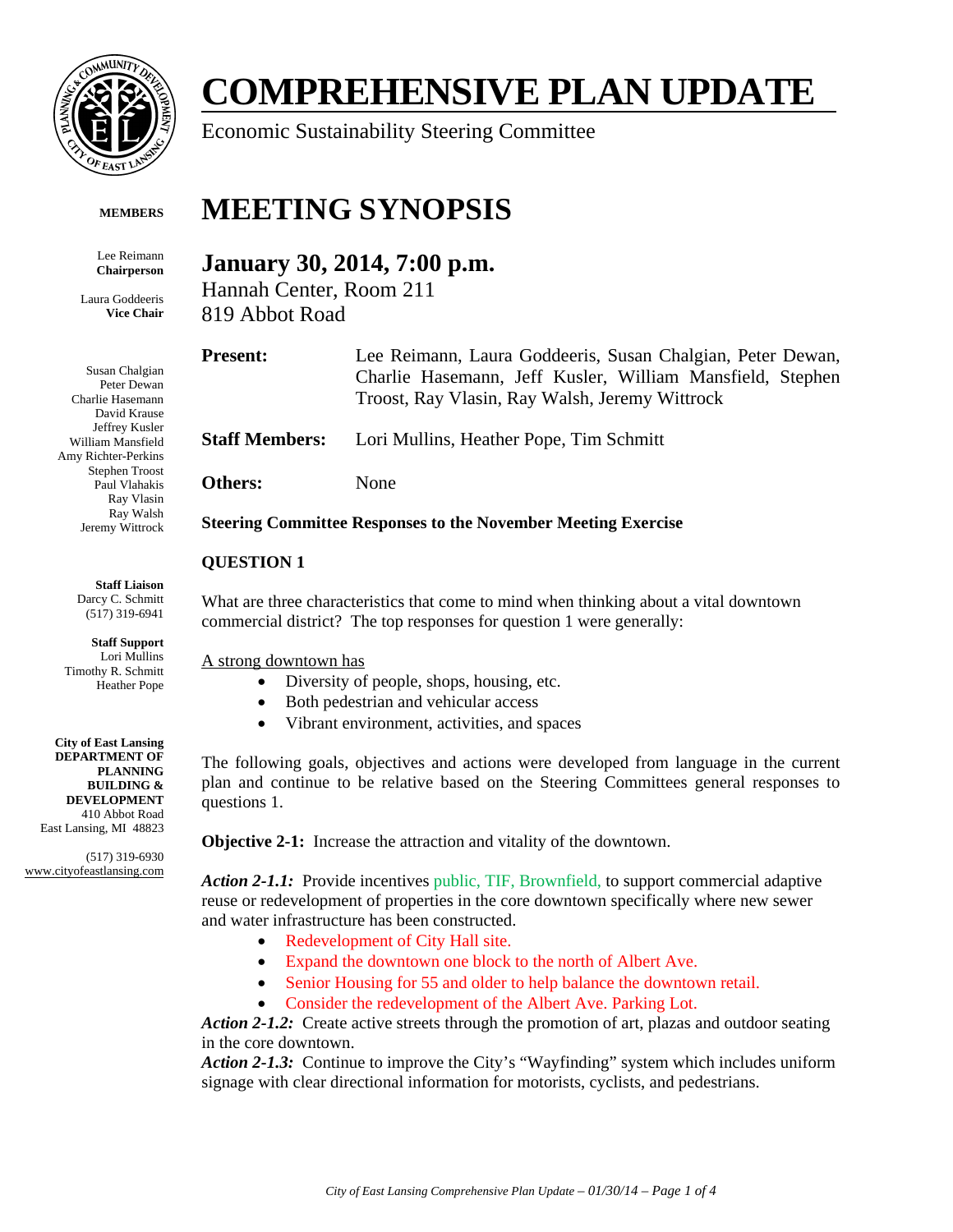# COMPREHENSIVE PLAN UPDATE

Economic Sustainability Steering Committee

**MEMBERS**

Lee Reimann
**Chairperson**

Laura Goddeeris
**Vice Chair**

Susan Chalgian
Peter Dewan
Charlie Hasemann
David Krause
Jeffrey Kusler
William Mansfield
Amy Richter-Perkins
Stephen Troost
Paul Vlahakis
Ray Vlasin
Ray Walsh
Jeremy Wittrock

**Staff Liaison**
Darcy C. Schmitt
(517) 319-6941

**Staff Support**
Lori Mullins
Timothy R. Schmitt
Heather Pope

**City of East Lansing**
**DEPARTMENT OF PLANNING BUILDING & DEVELOPMENT**
410 Abbot Road
East Lansing, MI 48823

(517) 319-6930
www.cityofeastlansing.com

# MEETING SYNOPSIS

## January 30, 2014, 7:00 p.m.

Hannah Center, Room 211
819 Abbot Road

**Present:** Lee Reimann, Laura Goddeeris, Susan Chalgian, Peter Dewan, Charlie Hasemann, Jeff Kusler, William Mansfield, Stephen Troost, Ray Vlasin, Ray Walsh, Jeremy Wittrock

**Staff Members:** Lori Mullins, Heather Pope, Tim Schmitt

**Others:** None

**Steering Committee Responses to the November Meeting Exercise**

**QUESTION 1**

What are three characteristics that come to mind when thinking about a vital downtown commercial district? The top responses for question 1 were generally:

A strong downtown has

- Diversity of people, shops, housing, etc.
- Both pedestrian and vehicular access
- Vibrant environment, activities, and spaces

The following goals, objectives and actions were developed from language in the current plan and continue to be relative based on the Steering Committees general responses to questions 1.

**Objective 2-1:** Increase the attraction and vitality of the downtown.

***Action 2-1.1:*** Provide incentives public, TIF, Brownfield, to support commercial adaptive reuse or redevelopment of properties in the core downtown specifically where new sewer and water infrastructure has been constructed.

- Redevelopment of City Hall site.
- Expand the downtown one block to the north of Albert Ave.
- Senior Housing for 55 and older to help balance the downtown retail.
- Consider the redevelopment of the Albert Ave. Parking Lot.

***Action 2-1.2:*** Create active streets through the promotion of art, plazas and outdoor seating in the core downtown.

***Action 2-1.3:*** Continue to improve the City's "Wayfinding" system which includes uniform signage with clear directional information for motorists, cyclists, and pedestrians.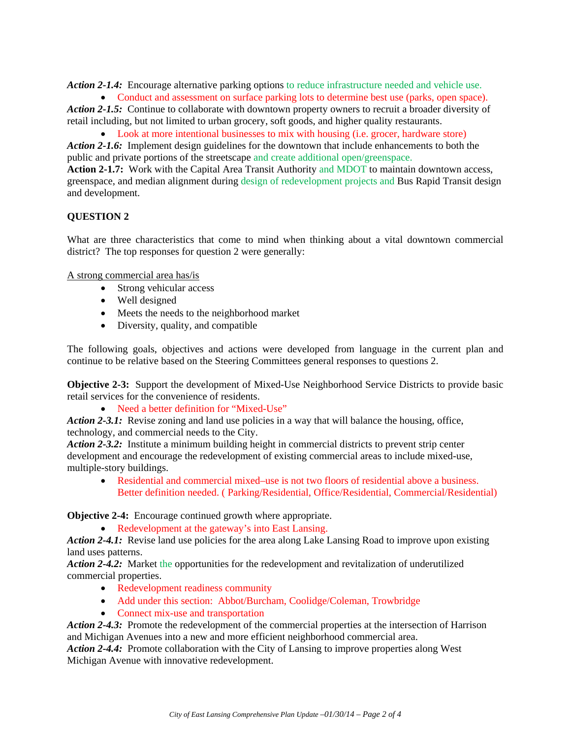***Action 2-1.4:*** Encourage alternative parking options to reduce infrastructure needed and vehicle use.

- Conduct and assessment on surface parking lots to determine best use (parks, open space).

***Action 2-1.5:*** Continue to collaborate with downtown property owners to recruit a broader diversity of retail including, but not limited to urban grocery, soft goods, and higher quality restaurants.

- Look at more intentional businesses to mix with housing (i.e. grocer, hardware store)

***Action 2-1.6:*** Implement design guidelines for the downtown that include enhancements to both the public and private portions of the streetscape and create additional open/greenspace.

**Action 2-1.7:** Work with the Capital Area Transit Authority and MDOT to maintain downtown access, greenspace, and median alignment during design of redevelopment projects and Bus Rapid Transit design and development.

**QUESTION 2**

What are three characteristics that come to mind when thinking about a vital downtown commercial district? The top responses for question 2 were generally:

<u>A strong commercial area has/is</u>

- Strong vehicular access
- Well designed
- Meets the needs to the neighborhood market
- Diversity, quality, and compatible

The following goals, objectives and actions were developed from language in the current plan and continue to be relative based on the Steering Committees general responses to questions 2.

**Objective 2-3:** Support the development of Mixed-Use Neighborhood Service Districts to provide basic retail services for the convenience of residents.

- Need a better definition for "Mixed-Use"

***Action 2-3.1:*** Revise zoning and land use policies in a way that will balance the housing, office, technology, and commercial needs to the City.

***Action 2-3.2:*** Institute a minimum building height in commercial districts to prevent strip center development and encourage the redevelopment of existing commercial areas to include mixed-use, multiple-story buildings.

- Residential and commercial mixed–use is not two floors of residential above a business. Better definition needed. ( Parking/Residential, Office/Residential, Commercial/Residential)

**Objective 2-4:** Encourage continued growth where appropriate.

- Redevelopment at the gateway's into East Lansing.

***Action 2-4.1:*** Revise land use policies for the area along Lake Lansing Road to improve upon existing land uses patterns.

***Action 2-4.2:*** Market the opportunities for the redevelopment and revitalization of underutilized commercial properties.

- Redevelopment readiness community
- Add under this section: Abbot/Burcham, Coolidge/Coleman, Trowbridge
- Connect mix-use and transportation

***Action 2-4.3:*** Promote the redevelopment of the commercial properties at the intersection of Harrison and Michigan Avenues into a new and more efficient neighborhood commercial area.

***Action 2-4.4:*** Promote collaboration with the City of Lansing to improve properties along West Michigan Avenue with innovative redevelopment.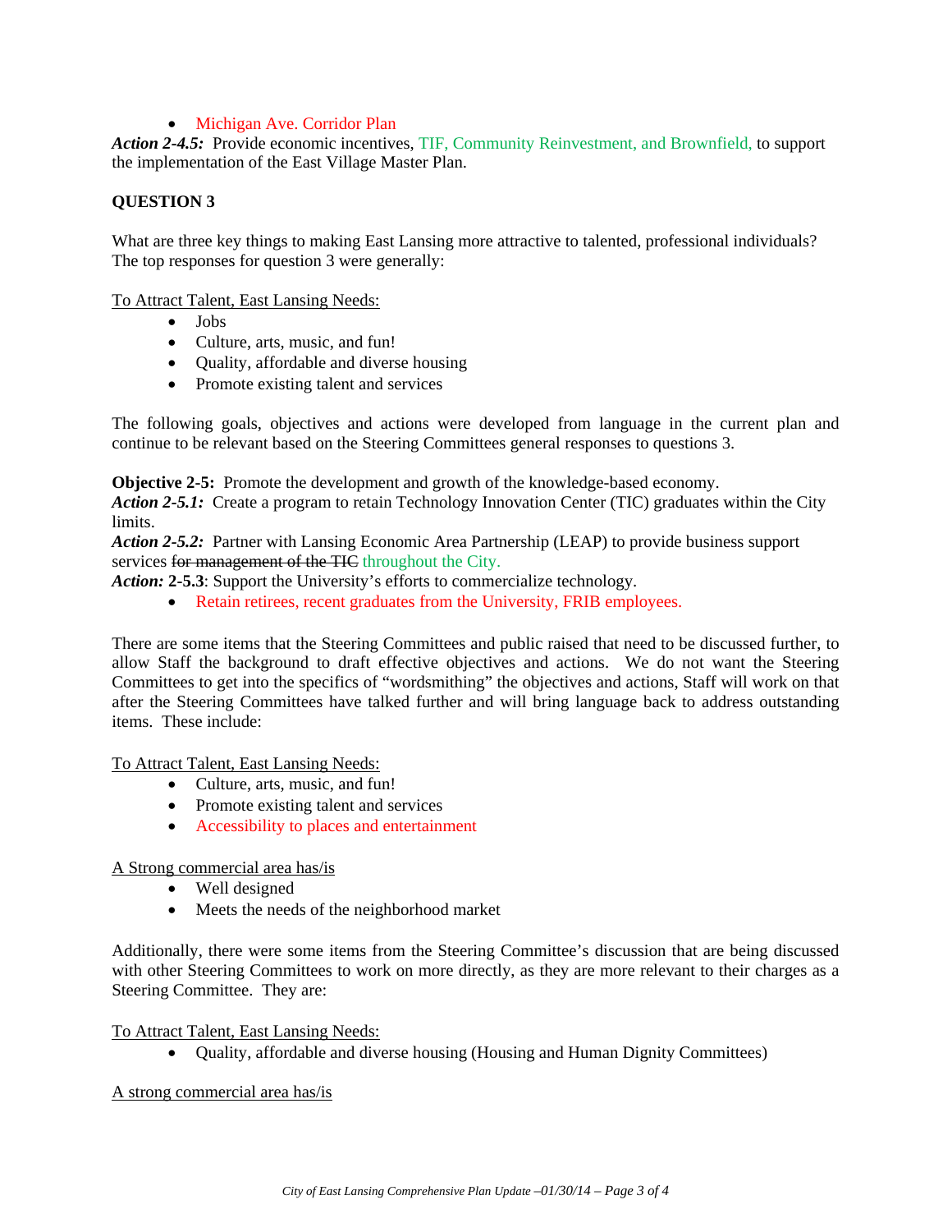- Michigan Ave. Corridor Plan

***Action 2-4.5:*** Provide economic incentives, TIF, Community Reinvestment, and Brownfield, to support the implementation of the East Village Master Plan.

**QUESTION 3**

What are three key things to making East Lansing more attractive to talented, professional individuals? The top responses for question 3 were generally:

To Attract Talent, East Lansing Needs:

- Jobs
- Culture, arts, music, and fun!
- Quality, affordable and diverse housing
- Promote existing talent and services

The following goals, objectives and actions were developed from language in the current plan and continue to be relevant based on the Steering Committees general responses to questions 3.

**Objective 2-5:** Promote the development and growth of the knowledge-based economy.

***Action 2-5.1:*** Create a program to retain Technology Innovation Center (TIC) graduates within the City limits.

***Action 2-5.2:*** Partner with Lansing Economic Area Partnership (LEAP) to provide business support services ~~for management of the TIC~~ throughout the City.

***Action:*** **2-5.3**: Support the University's efforts to commercialize technology.

- Retain retirees, recent graduates from the University, FRIB employees.

There are some items that the Steering Committees and public raised that need to be discussed further, to allow Staff the background to draft effective objectives and actions. We do not want the Steering Committees to get into the specifics of "wordsmithing" the objectives and actions, Staff will work on that after the Steering Committees have talked further and will bring language back to address outstanding items. These include:

To Attract Talent, East Lansing Needs:

- Culture, arts, music, and fun!
- Promote existing talent and services
- Accessibility to places and entertainment

A Strong commercial area has/is

- Well designed
- Meets the needs of the neighborhood market

Additionally, there were some items from the Steering Committee's discussion that are being discussed with other Steering Committees to work on more directly, as they are more relevant to their charges as a Steering Committee. They are:

To Attract Talent, East Lansing Needs:

- Quality, affordable and diverse housing (Housing and Human Dignity Committees)

A strong commercial area has/is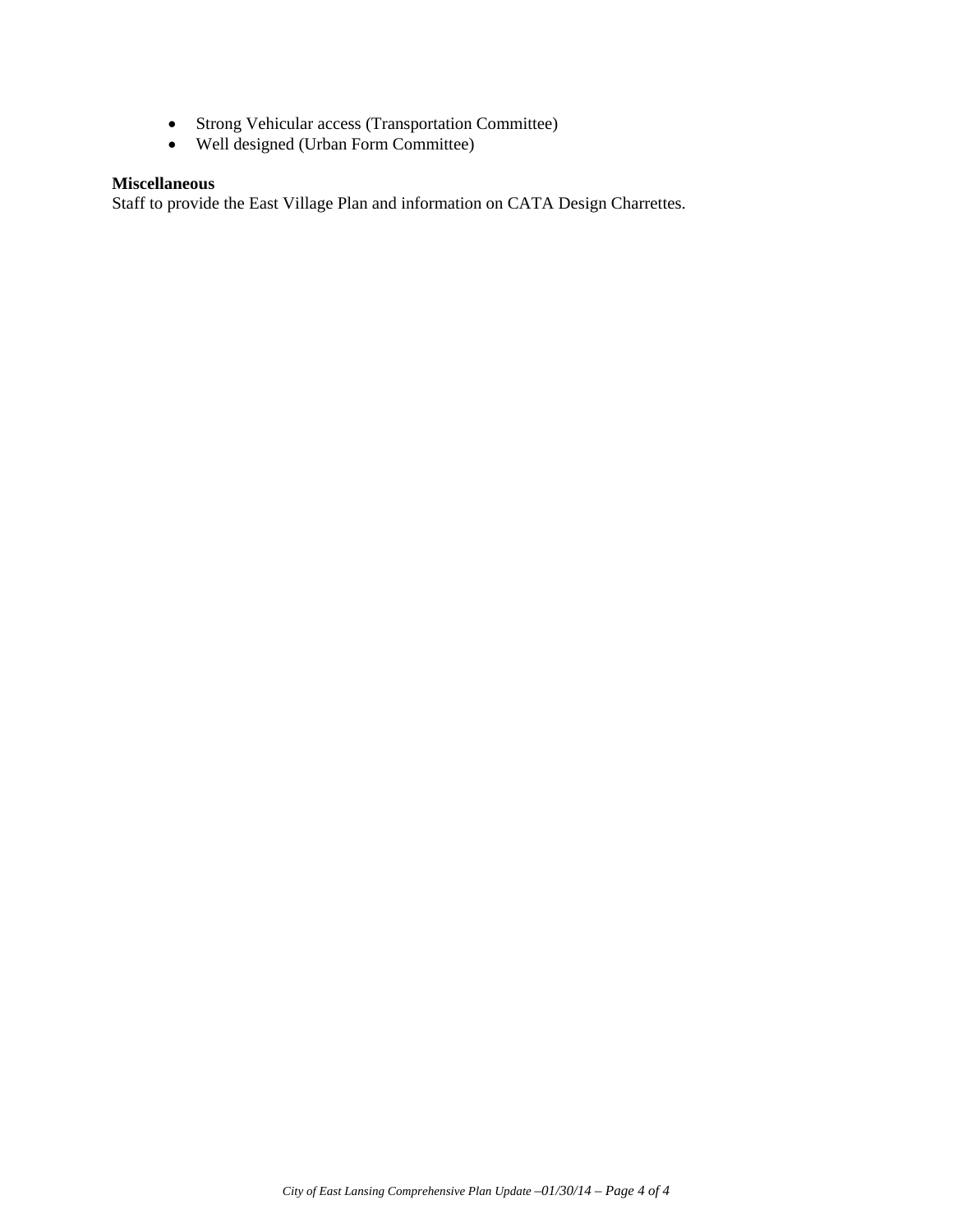- Strong Vehicular access (Transportation Committee)
- Well designed (Urban Form Committee)

**Miscellaneous**
Staff to provide the East Village Plan and information on CATA Design Charrettes.